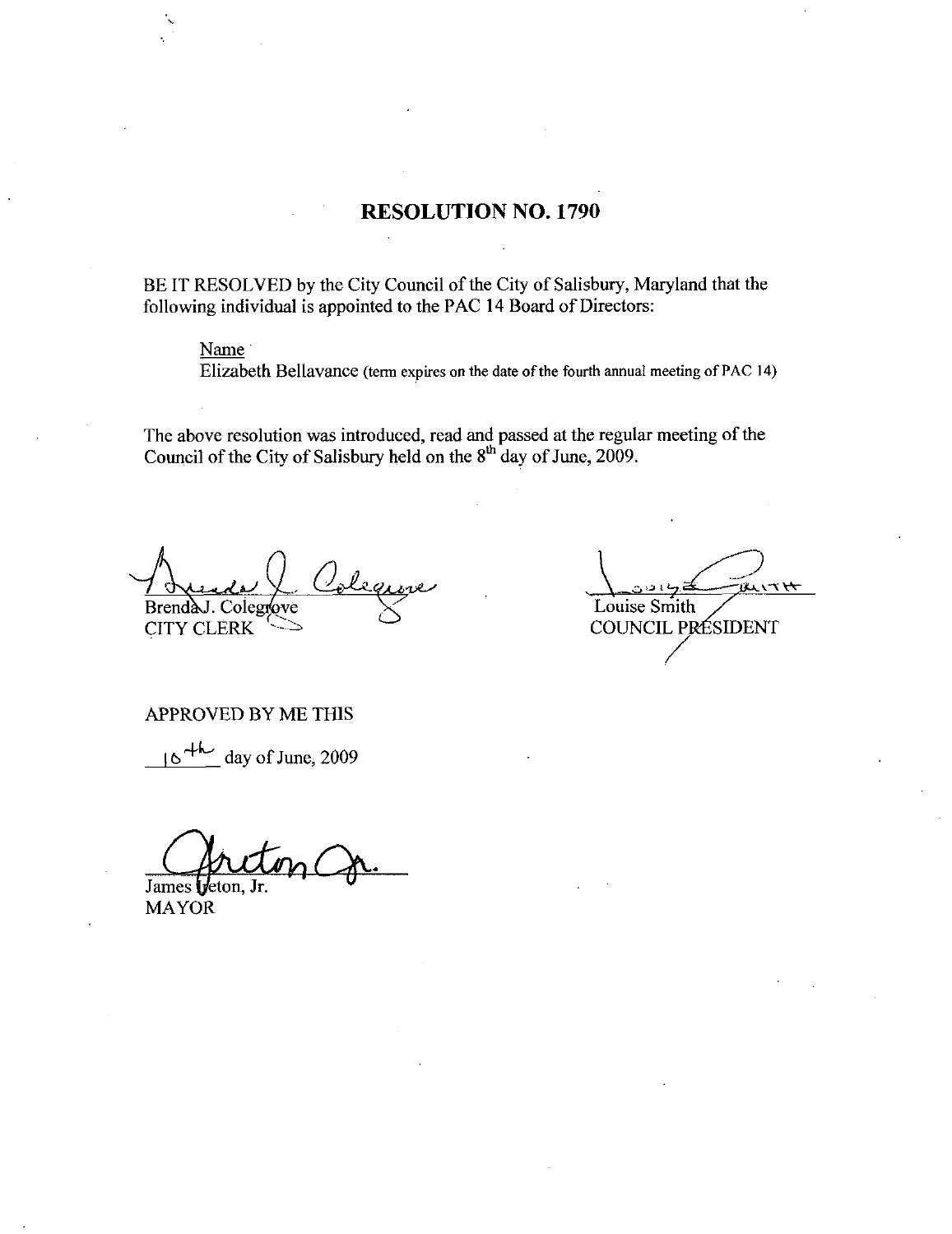# RESOLUTION NO. 1790

BE IT RESOLVED by the City Council of the City of Salisbury, Maryland that the following individual is appointed to the PAC 14 Board of Directors:

<u>Name</u>
Elizabeth Bellavance (term expires on the date of the fourth annual meeting of PAC 14)

The above resolution was introduced, read and passed at the regular meeting of the Council of the City of Salisbury held on the 8th day of June, 2009.

Brenda J. Colegrove
CITY CLERK

Louise Smith
COUNCIL PRESIDENT

APPROVED BY ME THIS

10th day of June, 2009

James Ireton, Jr.
MAYOR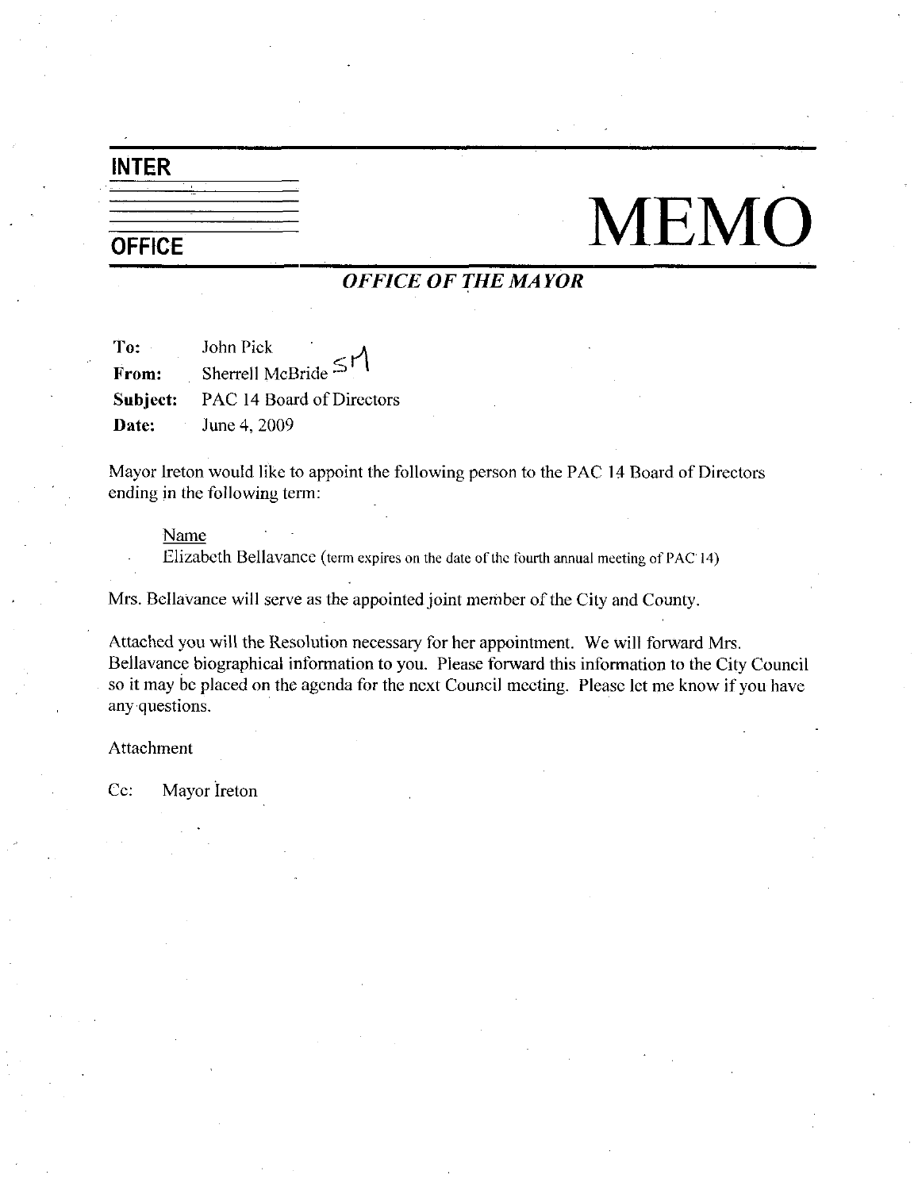**INTER**

**OFFICE**

# MEMO

***OFFICE OF THE MAYOR***

**To:** John Pick
**From:** Sherrell McBride SM
**Subject:** PAC 14 Board of Directors
**Date:** June 4, 2009

Mayor Ireton would like to appoint the following person to the PAC 14 Board of Directors ending in the following term:

Name
Elizabeth Bellavance (term expires on the date of the fourth annual meeting of PAC 14)

Mrs. Bellavance will serve as the appointed joint member of the City and County.

Attached you will the Resolution necessary for her appointment. We will forward Mrs. Bellavance biographical information to you. Please forward this information to the City Council so it may be placed on the agenda for the next Council meeting. Please let me know if you have any questions.

Attachment

Cc: Mayor Ireton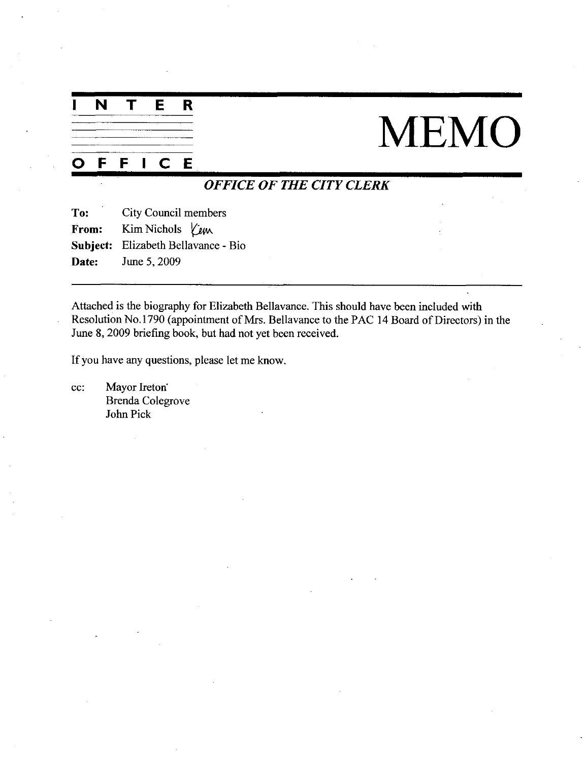# INTER OFFICE MEMO

## *OFFICE OF THE CITY CLERK*

**To:** City Council members

**From:** Kim Nichols *Kim*

**Subject:** Elizabeth Bellavance - Bio

**Date:** June 5, 2009

---

Attached is the biography for Elizabeth Bellavance. This should have been included with Resolution No.1790 (appointment of Mrs. Bellavance to the PAC 14 Board of Directors) in the June 8, 2009 briefing book, but had not yet been received.

If you have any questions, please let me know.

cc: Mayor Ireton
Brenda Colegrove
John Pick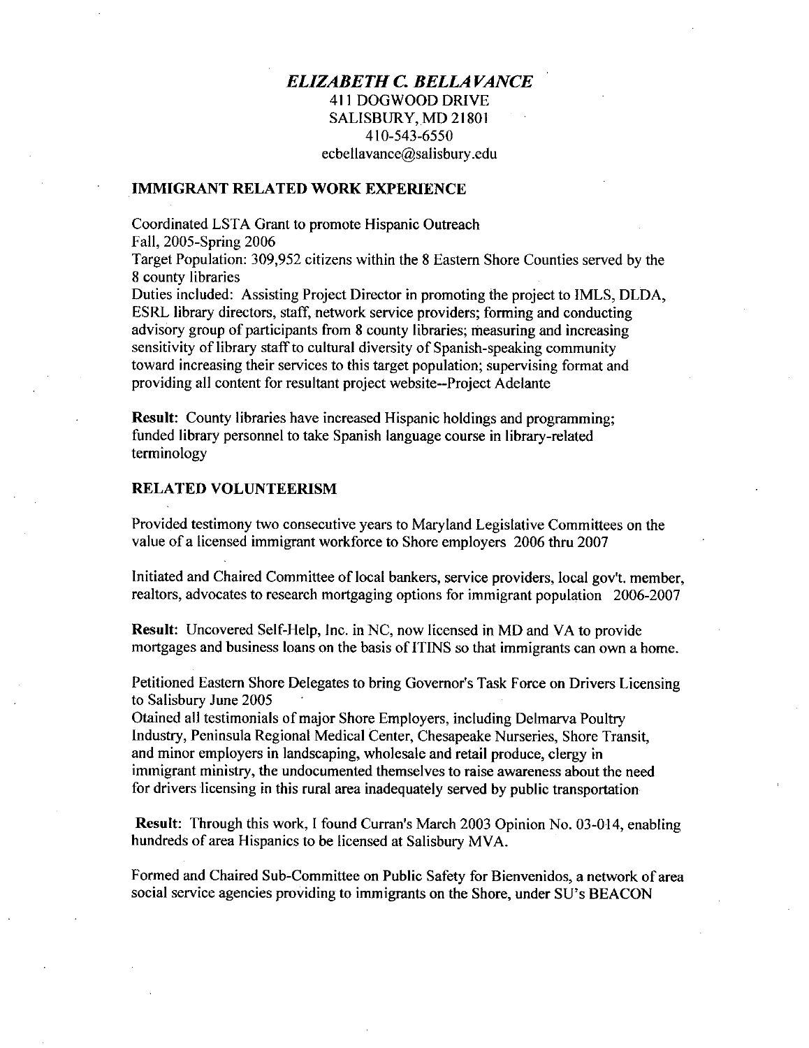***ELIZABETH C. BELLAVANCE***
411 DOGWOOD DRIVE
SALISBURY, MD 21801
410-543-6550
ecbellavance@salisbury.edu

## IMMIGRANT RELATED WORK EXPERIENCE

Coordinated LSTA Grant to promote Hispanic Outreach
Fall, 2005-Spring 2006
Target Population: 309,952 citizens within the 8 Eastern Shore Counties served by the 8 county libraries
Duties included: Assisting Project Director in promoting the project to IMLS, DLDA, ESRL library directors, staff, network service providers; forming and conducting advisory group of participants from 8 county libraries; measuring and increasing sensitivity of library staff to cultural diversity of Spanish-speaking community toward increasing their services to this target population; supervising format and providing all content for resultant project website--Project Adelante

**Result:** County libraries have increased Hispanic holdings and programming; funded library personnel to take Spanish language course in library-related terminology

## RELATED VOLUNTEERISM

Provided testimony two consecutive years to Maryland Legislative Committees on the value of a licensed immigrant workforce to Shore employers 2006 thru 2007

Initiated and Chaired Committee of local bankers, service providers, local gov't. member, realtors, advocates to research mortgaging options for immigrant population 2006-2007

**Result:** Uncovered Self-Help, Inc. in NC, now licensed in MD and VA to provide mortgages and business loans on the basis of ITINS so that immigrants can own a home.

Petitioned Eastern Shore Delegates to bring Governor's Task Force on Drivers Licensing to Salisbury June 2005
Otained all testimonials of major Shore Employers, including Delmarva Poultry Industry, Peninsula Regional Medical Center, Chesapeake Nurseries, Shore Transit, and minor employers in landscaping, wholesale and retail produce, clergy in immigrant ministry, the undocumented themselves to raise awareness about the need for drivers licensing in this rural area inadequately served by public transportation

**Result:** Through this work, I found Curran's March 2003 Opinion No. 03-014, enabling hundreds of area Hispanics to be licensed at Salisbury MVA.

Formed and Chaired Sub-Committee on Public Safety for Bienvenidos, a network of area social service agencies providing to immigrants on the Shore, under SU's BEACON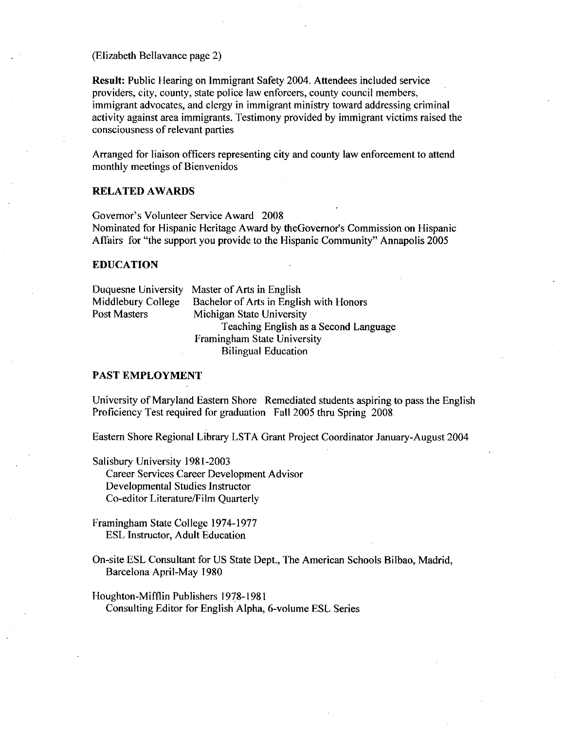(Elizabeth Bellavance page 2)

**Result:** Public Hearing on Immigrant Safety 2004. Attendees included service providers, city, county, state police law enforcers, county council members, immigrant advocates, and clergy in immigrant ministry toward addressing criminal activity against area immigrants. Testimony provided by immigrant victims raised the consciousness of relevant parties

Arranged for liaison officers representing city and county law enforcement to attend monthly meetings of Bienvenidos

## RELATED AWARDS

Governor's Volunteer Service Award 2008
Nominated for Hispanic Heritage Award by theGovernor's Commission on Hispanic Affairs for "the support you provide to the Hispanic Community" Annapolis 2005

## EDUCATION

Duquesne University Master of Arts in English
Middlebury College Bachelor of Arts in English with Honors
Post Masters Michigan State University
Teaching English as a Second Language
Framingham State University
Bilingual Education

## PAST EMPLOYMENT

University of Maryland Eastern Shore Remediated students aspiring to pass the English Proficiency Test required for graduation Fall 2005 thru Spring 2008.

Eastern Shore Regional Library LSTA Grant Project Coordinator January-August 2004

Salisbury University 1981-2003
Career Services Career Development Advisor
Developmental Studies Instructor
Co-editor Literature/Film Quarterly

Framingham State College 1974-1977
ESL Instructor, Adult Education

On-site ESL Consultant for US State Dept., The American Schools Bilbao, Madrid, Barcelona April-May 1980

Houghton-Mifflin Publishers 1978-1981
Consulting Editor for English Alpha, 6-volume ESL Series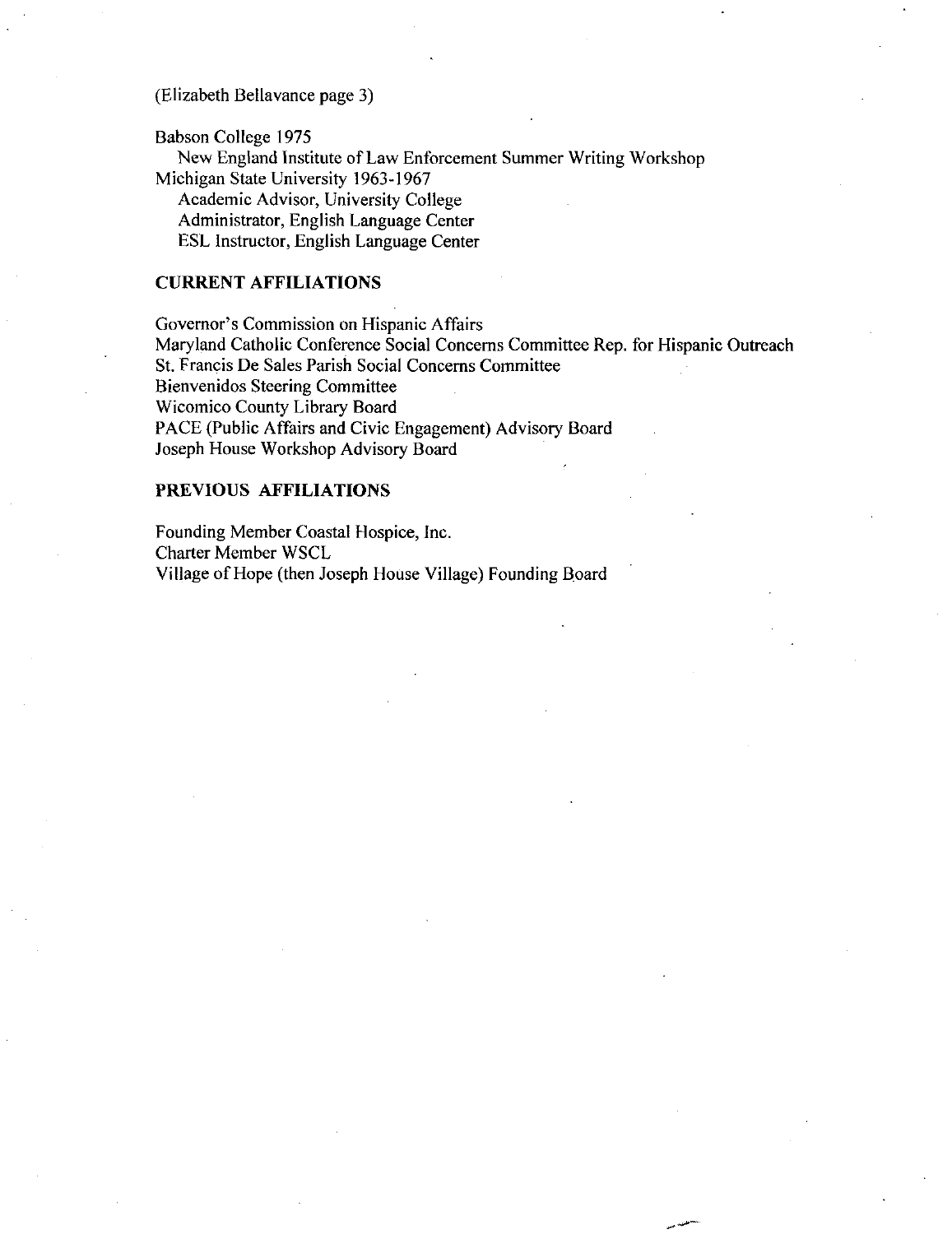Babson College 1975

New England Institute of Law Enforcement Summer Writing Workshop

Michigan State University 1963-1967

Academic Advisor, University College
Administrator, English Language Center
ESL Instructor, English Language Center

## CURRENT AFFILIATIONS

Governor's Commission on Hispanic Affairs
Maryland Catholic Conference Social Concerns Committee Rep. for Hispanic Outreach
St. Francis De Sales Parish Social Concerns Committee
Bienvenidos Steering Committee
Wicomico County Library Board
PACE (Public Affairs and Civic Engagement) Advisory Board
Joseph House Workshop Advisory Board

## PREVIOUS AFFILIATIONS

Founding Member Coastal Hospice, Inc.
Charter Member WSCL
Village of Hope (then Joseph House Village) Founding Board